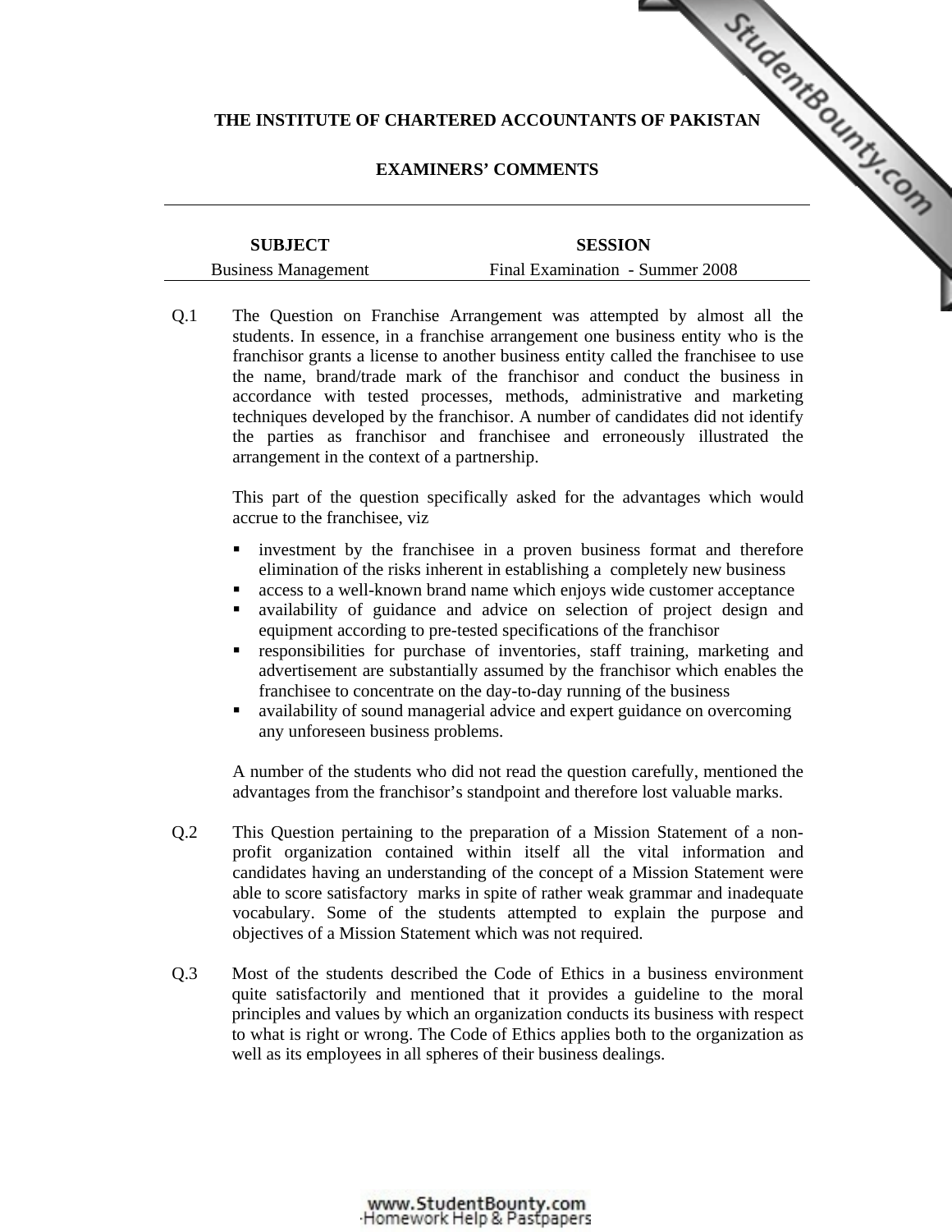# THE INSTITUTE OF CHARTERED ACCOUNTANTS OF PAKISTAN

## EXAMINERS' COMMENTS

| SUBJECT | SESSION |
|---|---|
| Business Management | Final Examination - Summer 2008 |

**Q.1** The Question on Franchise Arrangement was attempted by almost all the students. In essence, in a franchise arrangement one business entity who is the franchisor grants a license to another business entity called the franchisee to use the name, brand/trade mark of the franchisor and conduct the business in accordance with tested processes, methods, administrative and marketing techniques developed by the franchisor. A number of candidates did not identify the parties as franchisor and franchisee and erroneously illustrated the arrangement in the context of a partnership.

This part of the question specifically asked for the advantages which would accrue to the franchisee, viz

- investment by the franchisee in a proven business format and therefore elimination of the risks inherent in establishing a completely new business
- access to a well-known brand name which enjoys wide customer acceptance
- availability of guidance and advice on selection of project design and equipment according to pre-tested specifications of the franchisor
- responsibilities for purchase of inventories, staff training, marketing and advertisement are substantially assumed by the franchisor which enables the franchisee to concentrate on the day-to-day running of the business
- availability of sound managerial advice and expert guidance on overcoming any unforeseen business problems.

A number of the students who did not read the question carefully, mentioned the advantages from the franchisor's standpoint and therefore lost valuable marks.

**Q.2** This Question pertaining to the preparation of a Mission Statement of a non-profit organization contained within itself all the vital information and candidates having an understanding of the concept of a Mission Statement were able to score satisfactory marks in spite of rather weak grammar and inadequate vocabulary. Some of the students attempted to explain the purpose and objectives of a Mission Statement which was not required.

**Q.3** Most of the students described the Code of Ethics in a business environment quite satisfactorily and mentioned that it provides a guideline to the moral principles and values by which an organization conducts its business with respect to what is right or wrong. The Code of Ethics applies both to the organization as well as its employees in all spheres of their business dealings.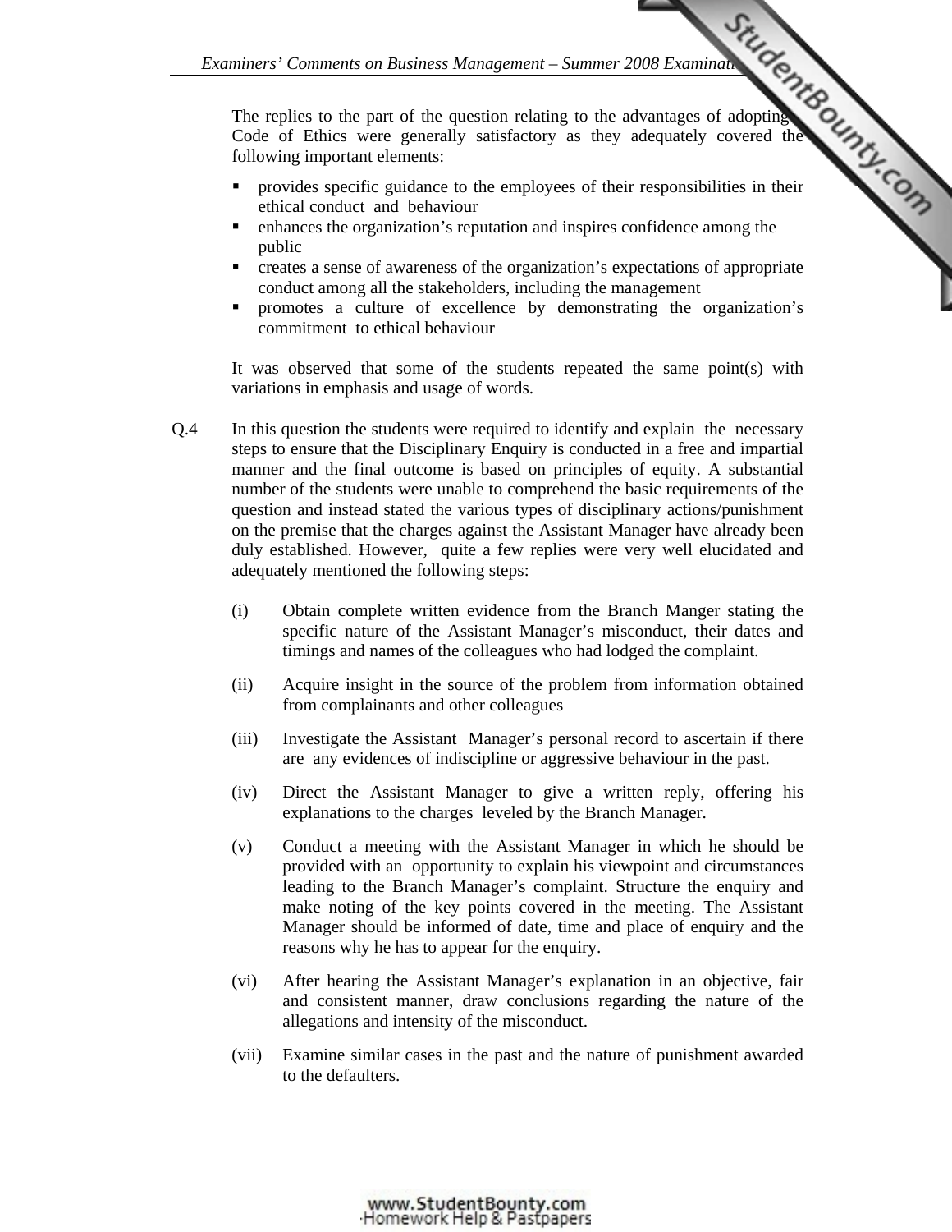The replies to the part of the question relating to the advantages of adopting Code of Ethics were generally satisfactory as they adequately covered the following important elements:

- provides specific guidance to the employees of their responsibilities in their ethical conduct and behaviour
- enhances the organization's reputation and inspires confidence among the public
- creates a sense of awareness of the organization's expectations of appropriate conduct among all the stakeholders, including the management
- promotes a culture of excellence by demonstrating the organization's commitment to ethical behaviour

It was observed that some of the students repeated the same point(s) with variations in emphasis and usage of words.

Q.4 In this question the students were required to identify and explain the necessary steps to ensure that the Disciplinary Enquiry is conducted in a free and impartial manner and the final outcome is based on principles of equity. A substantial number of the students were unable to comprehend the basic requirements of the question and instead stated the various types of disciplinary actions/punishment on the premise that the charges against the Assistant Manager have already been duly established. However, quite a few replies were very well elucidated and adequately mentioned the following steps:

(i) Obtain complete written evidence from the Branch Manger stating the specific nature of the Assistant Manager's misconduct, their dates and timings and names of the colleagues who had lodged the complaint.

(ii) Acquire insight in the source of the problem from information obtained from complainants and other colleagues

(iii) Investigate the Assistant Manager's personal record to ascertain if there are any evidences of indiscipline or aggressive behaviour in the past.

(iv) Direct the Assistant Manager to give a written reply, offering his explanations to the charges leveled by the Branch Manager.

(v) Conduct a meeting with the Assistant Manager in which he should be provided with an opportunity to explain his viewpoint and circumstances leading to the Branch Manager's complaint. Structure the enquiry and make noting of the key points covered in the meeting. The Assistant Manager should be informed of date, time and place of enquiry and the reasons why he has to appear for the enquiry.

(vi) After hearing the Assistant Manager's explanation in an objective, fair and consistent manner, draw conclusions regarding the nature of the allegations and intensity of the misconduct.

(vii) Examine similar cases in the past and the nature of punishment awarded to the defaulters.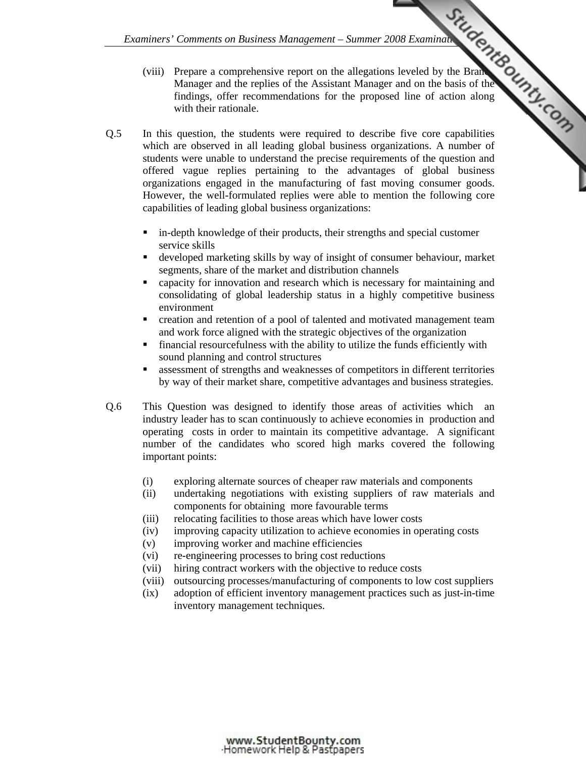(viii) Prepare a comprehensive report on the allegations leveled by the Branch Manager and the replies of the Assistant Manager and on the basis of the findings, offer recommendations for the proposed line of action along with their rationale.

Q.5 In this question, the students were required to describe five core capabilities which are observed in all leading global business organizations. A number of students were unable to understand the precise requirements of the question and offered vague replies pertaining to the advantages of global business organizations engaged in the manufacturing of fast moving consumer goods. However, the well-formulated replies were able to mention the following core capabilities of leading global business organizations:

- in-depth knowledge of their products, their strengths and special customer service skills
- developed marketing skills by way of insight of consumer behaviour, market segments, share of the market and distribution channels
- capacity for innovation and research which is necessary for maintaining and consolidating of global leadership status in a highly competitive business environment
- creation and retention of a pool of talented and motivated management team and work force aligned with the strategic objectives of the organization
- financial resourcefulness with the ability to utilize the funds efficiently with sound planning and control structures
- assessment of strengths and weaknesses of competitors in different territories by way of their market share, competitive advantages and business strategies.

Q.6 This Question was designed to identify those areas of activities which an industry leader has to scan continuously to achieve economies in production and operating costs in order to maintain its competitive advantage. A significant number of the candidates who scored high marks covered the following important points:

(i) exploring alternate sources of cheaper raw materials and components
(ii) undertaking negotiations with existing suppliers of raw materials and components for obtaining more favourable terms
(iii) relocating facilities to those areas which have lower costs
(iv) improving capacity utilization to achieve economies in operating costs
(v) improving worker and machine efficiencies
(vi) re-engineering processes to bring cost reductions
(vii) hiring contract workers with the objective to reduce costs
(viii) outsourcing processes/manufacturing of components to low cost suppliers
(ix) adoption of efficient inventory management practices such as just-in-time inventory management techniques.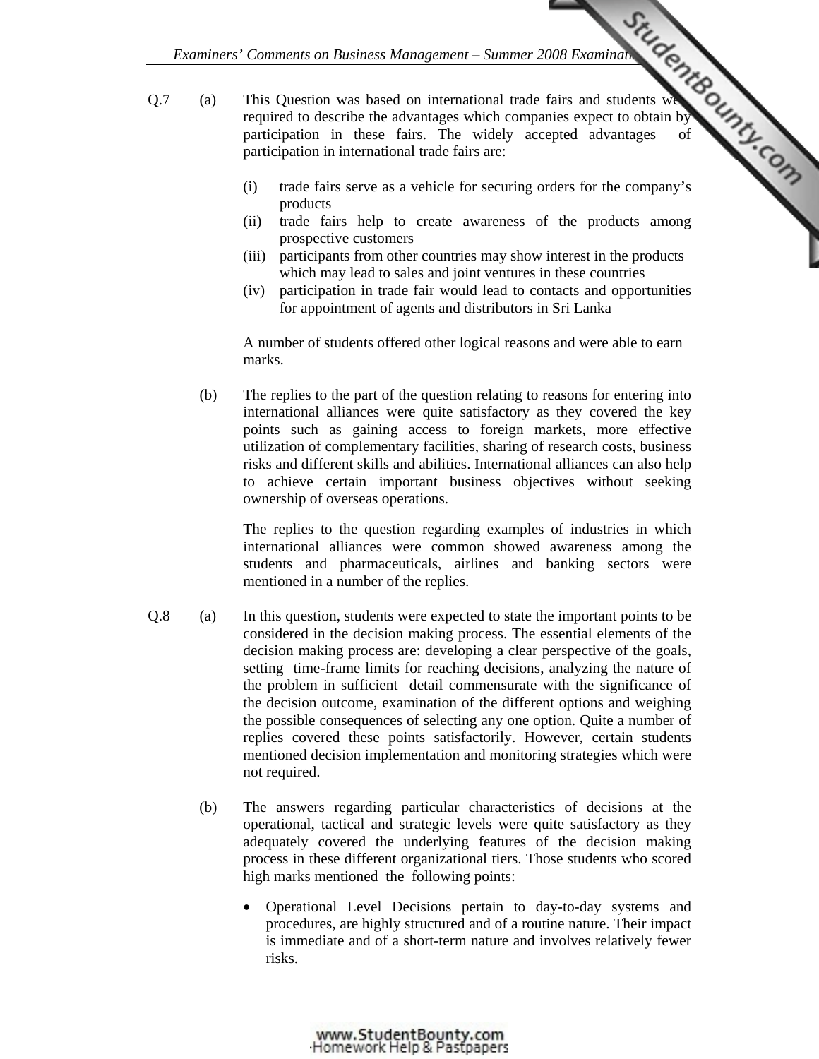Q.7 (a) This Question was based on international trade fairs and students were required to describe the advantages which companies expect to obtain by participation in these fairs. The widely accepted advantages of participation in international trade fairs are:

(i) trade fairs serve as a vehicle for securing orders for the company's products
(ii) trade fairs help to create awareness of the products among prospective customers
(iii) participants from other countries may show interest in the products which may lead to sales and joint ventures in these countries
(iv) participation in trade fair would lead to contacts and opportunities for appointment of agents and distributors in Sri Lanka

A number of students offered other logical reasons and were able to earn marks.

(b) The replies to the part of the question relating to reasons for entering into international alliances were quite satisfactory as they covered the key points such as gaining access to foreign markets, more effective utilization of complementary facilities, sharing of research costs, business risks and different skills and abilities. International alliances can also help to achieve certain important business objectives without seeking ownership of overseas operations.

The replies to the question regarding examples of industries in which international alliances were common showed awareness among the students and pharmaceuticals, airlines and banking sectors were mentioned in a number of the replies.

Q.8 (a) In this question, students were expected to state the important points to be considered in the decision making process. The essential elements of the decision making process are: developing a clear perspective of the goals, setting time-frame limits for reaching decisions, analyzing the nature of the problem in sufficient detail commensurate with the significance of the decision outcome, examination of the different options and weighing the possible consequences of selecting any one option. Quite a number of replies covered these points satisfactorily. However, certain students mentioned decision implementation and monitoring strategies which were not required.

(b) The answers regarding particular characteristics of decisions at the operational, tactical and strategic levels were quite satisfactory as they adequately covered the underlying features of the decision making process in these different organizational tiers. Those students who scored high marks mentioned the following points:

- Operational Level Decisions pertain to day-to-day systems and procedures, are highly structured and of a routine nature. Their impact is immediate and of a short-term nature and involves relatively fewer risks.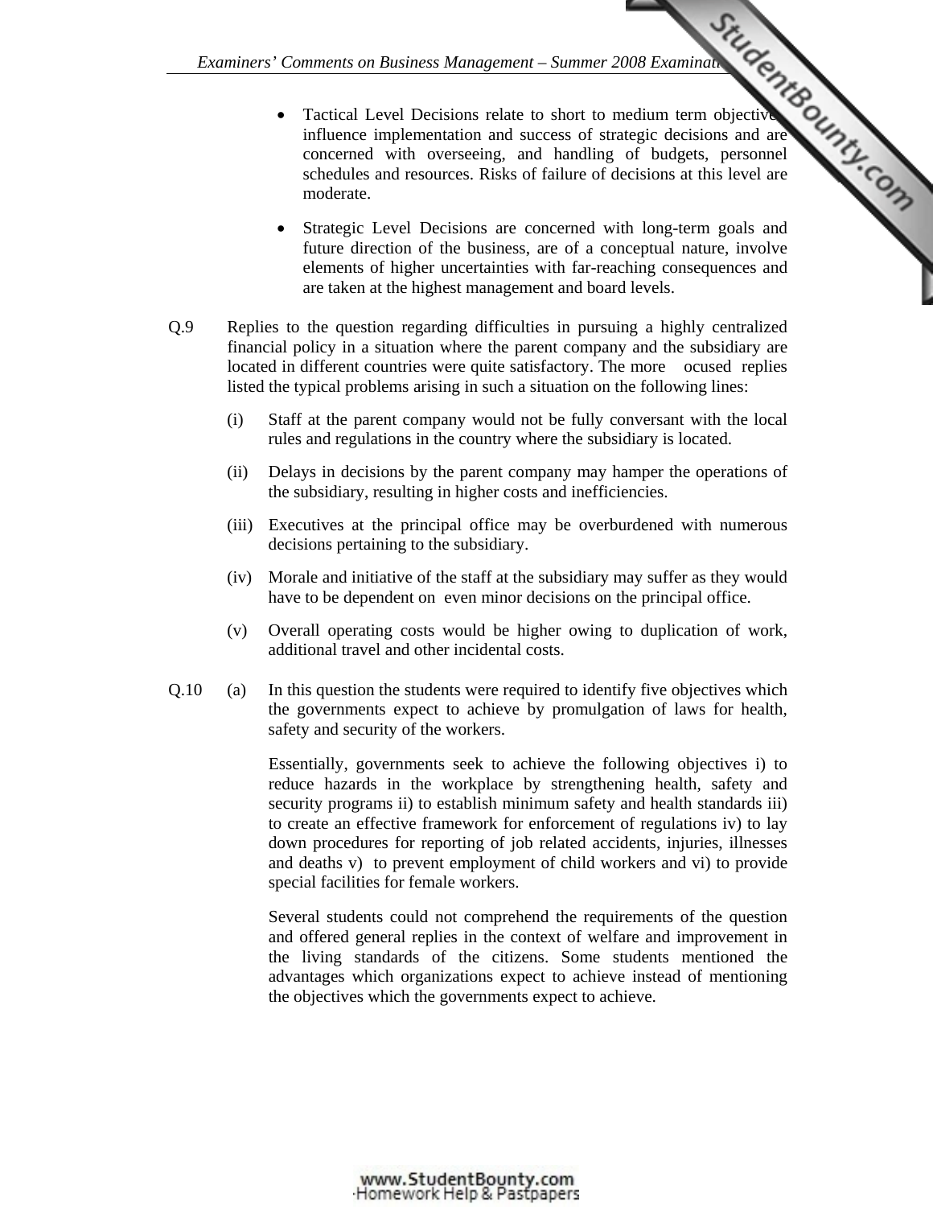- Tactical Level Decisions relate to short to medium term objectives, influence implementation and success of strategic decisions and are concerned with overseeing, and handling of budgets, personnel schedules and resources. Risks of failure of decisions at this level are moderate.

- Strategic Level Decisions are concerned with long-term goals and future direction of the business, are of a conceptual nature, involve elements of higher uncertainties with far-reaching consequences and are taken at the highest management and board levels.

Q.9 Replies to the question regarding difficulties in pursuing a highly centralized financial policy in a situation where the parent company and the subsidiary are located in different countries were quite satisfactory. The more ocused replies listed the typical problems arising in such a situation on the following lines:

(i) Staff at the parent company would not be fully conversant with the local rules and regulations in the country where the subsidiary is located.

(ii) Delays in decisions by the parent company may hamper the operations of the subsidiary, resulting in higher costs and inefficiencies.

(iii) Executives at the principal office may be overburdened with numerous decisions pertaining to the subsidiary.

(iv) Morale and initiative of the staff at the subsidiary may suffer as they would have to be dependent on even minor decisions on the principal office.

(v) Overall operating costs would be higher owing to duplication of work, additional travel and other incidental costs.

Q.10 (a) In this question the students were required to identify five objectives which the governments expect to achieve by promulgation of laws for health, safety and security of the workers.

Essentially, governments seek to achieve the following objectives i) to reduce hazards in the workplace by strengthening health, safety and security programs ii) to establish minimum safety and health standards iii) to create an effective framework for enforcement of regulations iv) to lay down procedures for reporting of job related accidents, injuries, illnesses and deaths v) to prevent employment of child workers and vi) to provide special facilities for female workers.

Several students could not comprehend the requirements of the question and offered general replies in the context of welfare and improvement in the living standards of the citizens. Some students mentioned the advantages which organizations expect to achieve instead of mentioning the objectives which the governments expect to achieve.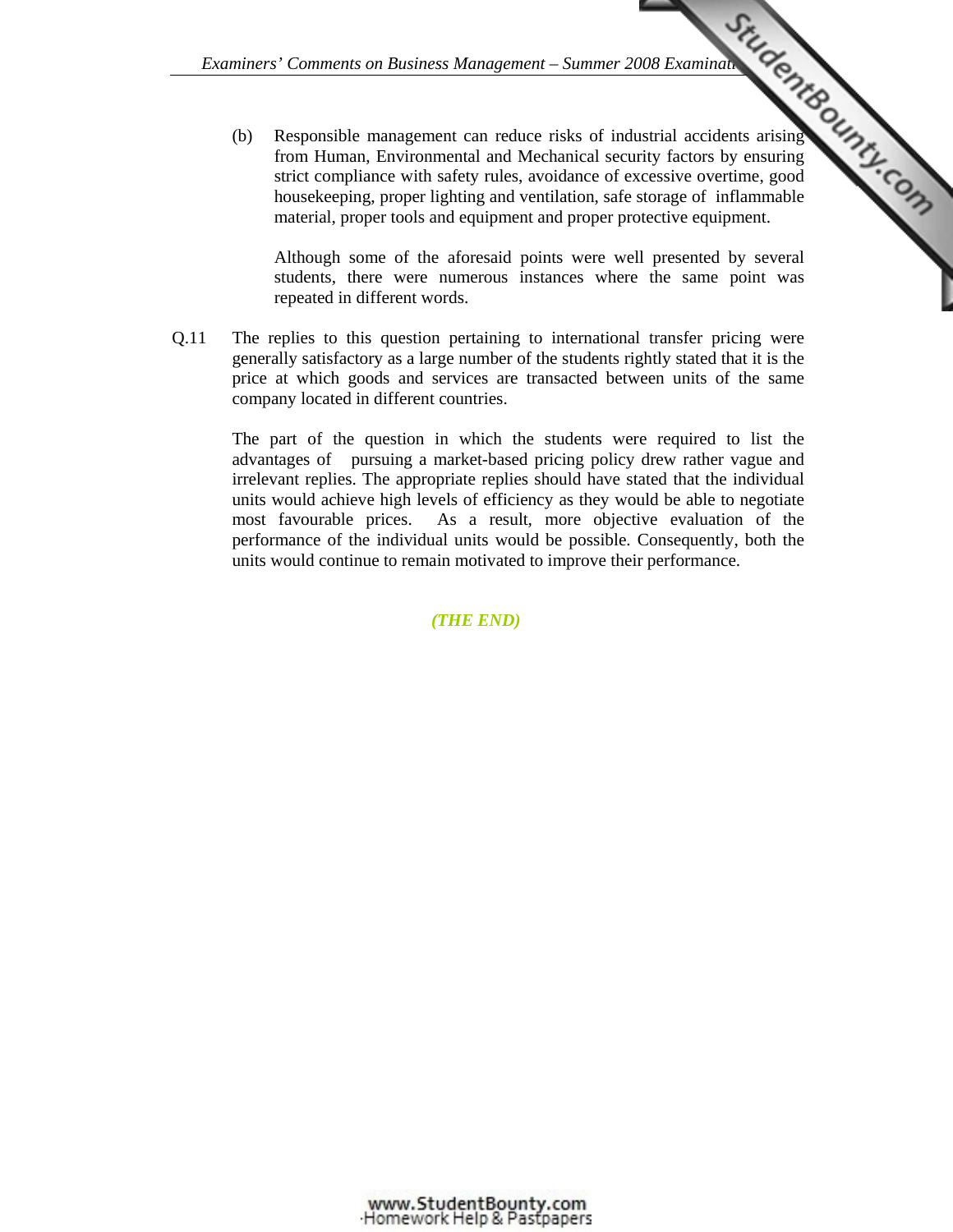(b) Responsible management can reduce risks of industrial accidents arising from Human, Environmental and Mechanical security factors by ensuring strict compliance with safety rules, avoidance of excessive overtime, good housekeeping, proper lighting and ventilation, safe storage of inflammable material, proper tools and equipment and proper protective equipment.

Although some of the aforesaid points were well presented by several students, there were numerous instances where the same point was repeated in different words.

Q.11 The replies to this question pertaining to international transfer pricing were generally satisfactory as a large number of the students rightly stated that it is the price at which goods and services are transacted between units of the same company located in different countries.

The part of the question in which the students were required to list the advantages of pursuing a market-based pricing policy drew rather vague and irrelevant replies. The appropriate replies should have stated that the individual units would achieve high levels of efficiency as they would be able to negotiate most favourable prices. As a result, more objective evaluation of the performance of the individual units would be possible. Consequently, both the units would continue to remain motivated to improve their performance.

***(THE END)***